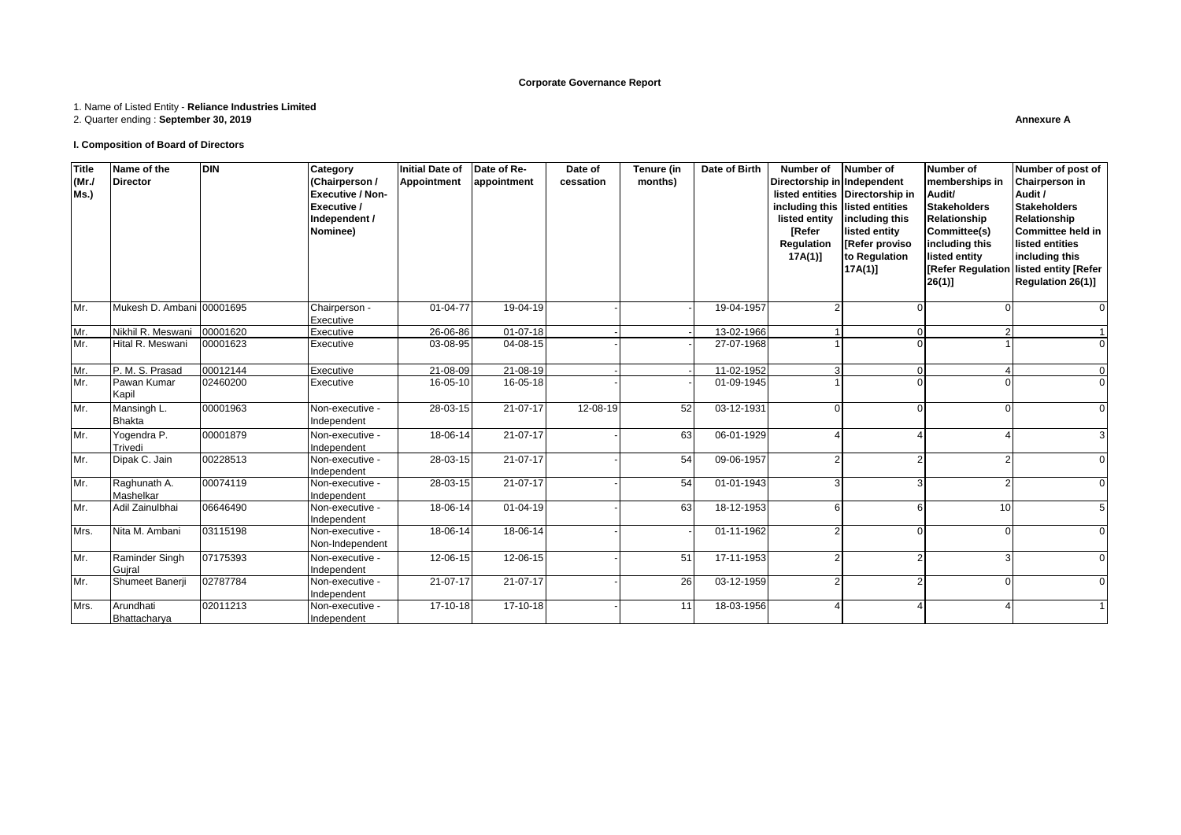## Corporate Governance Report

1. Name of Listed Entity - **Reliance Industries Limited**
2. Quarter ending : **September 30, 2019**

**Annexure A**

### I. Composition of Board of Directors

| Title (Mr./ Ms.) | Name of the Director | DIN | Category (Chairperson / Executive / Non-Executive / Independent / Nominee) | Initial Date of Appointment | Date of Re-appointment | Date of cessation | Tenure (in months) | Date of Birth | Number of Directorship in listed entities including this listed entity [Refer Regulation 17A(1)] | Number of Independent Directorship in listed entities including this listed entity [Refer proviso to Regulation 17A(1)] | Number of memberships in Audit/ Stakeholders Relationship Committee(s) including this listed entity [Refer Regulation 26(1)] | Number of post of Chairperson in Audit / Stakeholders Relationship Committee held in listed entities including this listed entity [Refer Regulation 26(1)] |
|---|---|---|---|---|---|---|---|---|---|---|---|---|
| Mr. | Mukesh D. Ambani | 00001695 | Chairperson - Executive | 01-04-77 | 19-04-19 | - | - | 19-04-1957 | 2 | 0 | 0 | 0 |
| Mr. | Nikhil R. Meswani | 00001620 | Executive | 26-06-86 | 01-07-18 | - | - | 13-02-1966 | 1 | 0 | 2 | 1 |
| Mr. | Hital R. Meswani | 00001623 | Executive | 03-08-95 | 04-08-15 | - | - | 27-07-1968 | 1 | 0 | 1 | 0 |
| Mr. | P. M. S. Prasad | 00012144 | Executive | 21-08-09 | 21-08-19 | - | - | 11-02-1952 | 3 | 0 | 4 | 0 |
| Mr. | Pawan Kumar Kapil | 02460200 | Executive | 16-05-10 | 16-05-18 | - | - | 01-09-1945 | 1 | 0 | 0 | 0 |
| Mr. | Mansingh L. Bhakta | 00001963 | Non-executive - Independent | 28-03-15 | 21-07-17 | 12-08-19 | 52 | 03-12-1931 | 0 | 0 | 0 | 0 |
| Mr. | Yogendra P. Trivedi | 00001879 | Non-executive - Independent | 18-06-14 | 21-07-17 | - | 63 | 06-01-1929 | 4 | 4 | 4 | 3 |
| Mr. | Dipak C. Jain | 00228513 | Non-executive - Independent | 28-03-15 | 21-07-17 | - | 54 | 09-06-1957 | 2 | 2 | 2 | 0 |
| Mr. | Raghunath A. Mashelkar | 00074119 | Non-executive - Independent | 28-03-15 | 21-07-17 | - | 54 | 01-01-1943 | 3 | 3 | 2 | 0 |
| Mr. | Adil Zainulbhai | 06646490 | Non-executive - Independent | 18-06-14 | 01-04-19 | - | 63 | 18-12-1953 | 6 | 6 | 10 | 5 |
| Mrs. | Nita M. Ambani | 03115198 | Non-executive - Non-Independent | 18-06-14 | 18-06-14 | - | - | 01-11-1962 | 2 | 0 | 0 | 0 |
| Mr. | Raminder Singh Gujral | 07175393 | Non-executive - Independent | 12-06-15 | 12-06-15 | - | 51 | 17-11-1953 | 2 | 2 | 3 | 0 |
| Mr. | Shumeet Banerji | 02787784 | Non-executive - Independent | 21-07-17 | 21-07-17 | - | 26 | 03-12-1959 | 2 | 2 | 0 | 0 |
| Mrs. | Arundhati Bhattacharya | 02011213 | Non-executive - Independent | 17-10-18 | 17-10-18 | - | 11 | 18-03-1956 | 4 | 4 | 4 | 1 |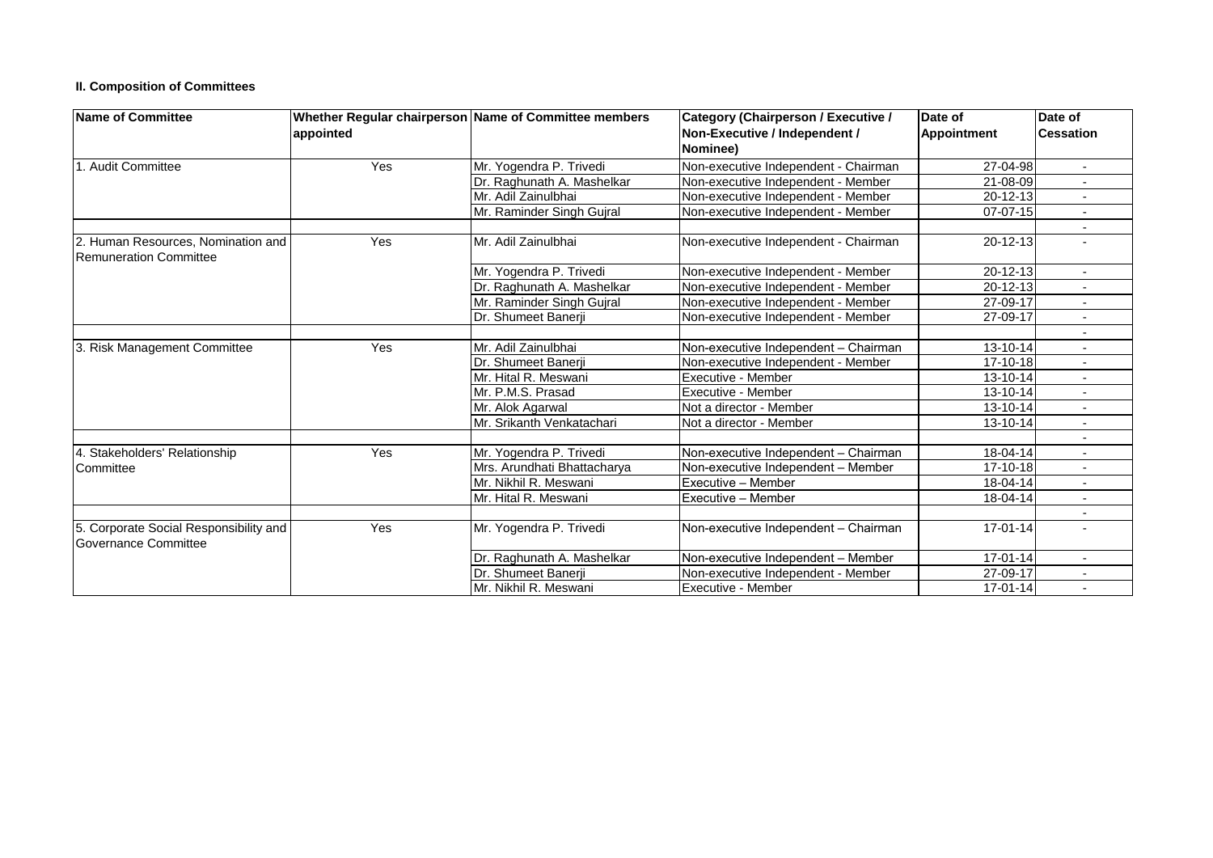### II. Composition of Committees

| Name of Committee | Whether Regular chairperson appointed | Name of Committee members | Category (Chairperson / Executive / Non-Executive / Independent / Nominee) | Date of Appointment | Date of Cessation |
|---|---|---|---|---|---|
| 1. Audit Committee | Yes | Mr. Yogendra P. Trivedi | Non-executive Independent - Chairman | 27-04-98 | - |
| | | Dr. Raghunath A. Mashelkar | Non-executive Independent - Member | 21-08-09 | - |
| | | Mr. Adil Zainulbhai | Non-executive Independent - Member | 20-12-13 | - |
| | | Mr. Raminder Singh Gujral | Non-executive Independent - Member | 07-07-15 | - |
| | | | | | - |
| 2. Human Resources, Nomination and Remuneration Committee | Yes | Mr. Adil Zainulbhai | Non-executive Independent - Chairman | 20-12-13 | - |
| | | Mr. Yogendra P. Trivedi | Non-executive Independent - Member | 20-12-13 | - |
| | | Dr. Raghunath A. Mashelkar | Non-executive Independent - Member | 20-12-13 | - |
| | | Mr. Raminder Singh Gujral | Non-executive Independent - Member | 27-09-17 | - |
| | | Dr. Shumeet Banerji | Non-executive Independent - Member | 27-09-17 | - |
| | | | | | - |
| 3. Risk Management Committee | Yes | Mr. Adil Zainulbhai | Non-executive Independent – Chairman | 13-10-14 | - |
| | | Dr. Shumeet Banerji | Non-executive Independent - Member | 17-10-18 | - |
| | | Mr. Hital R. Meswani | Executive - Member | 13-10-14 | - |
| | | Mr. P.M.S. Prasad | Executive - Member | 13-10-14 | - |
| | | Mr. Alok Agarwal | Not a director - Member | 13-10-14 | - |
| | | Mr. Srikanth Venkatachari | Not a director - Member | 13-10-14 | - |
| | | | | | - |
| 4. Stakeholders' Relationship Committee | Yes | Mr. Yogendra P. Trivedi | Non-executive Independent – Chairman | 18-04-14 | - |
| | | Mrs. Arundhati Bhattacharya | Non-executive Independent – Member | 17-10-18 | - |
| | | Mr. Nikhil R. Meswani | Executive – Member | 18-04-14 | - |
| | | Mr. Hital R. Meswani | Executive – Member | 18-04-14 | - |
| | | | | | - |
| 5. Corporate Social Responsibility and Governance Committee | Yes | Mr. Yogendra P. Trivedi | Non-executive Independent – Chairman | 17-01-14 | - |
| | | Dr. Raghunath A. Mashelkar | Non-executive Independent – Member | 17-01-14 | - |
| | | Dr. Shumeet Banerji | Non-executive Independent - Member | 27-09-17 | - |
| | | Mr. Nikhil R. Meswani | Executive - Member | 17-01-14 | - |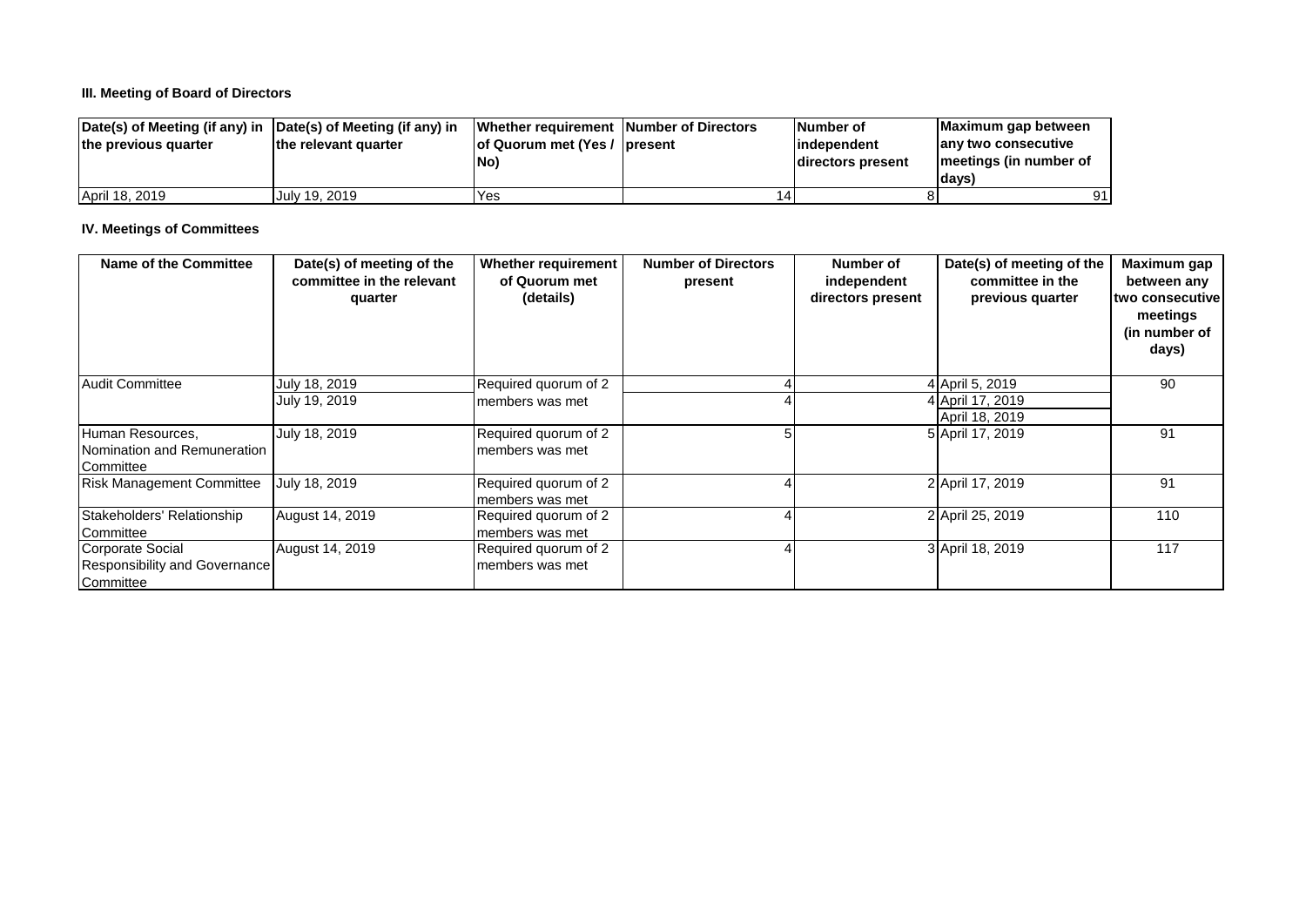### III. Meeting of Board of Directors

| Date(s) of Meeting (if any) in the previous quarter | Date(s) of Meeting (if any) in the relevant quarter | Whether requirement of Quorum met (Yes / No) | Number of Directors present | Number of independent directors present | Maximum gap between any two consecutive meetings (in number of days) |
|---|---|---|---|---|---|
| April 18, 2019 | July 19, 2019 | Yes | 14 | 8 | 91 |

### IV. Meetings of Committees

| Name of the Committee | Date(s) of meeting of the committee in the relevant quarter | Whether requirement of Quorum met (details) | Number of Directors present | Number of independent directors present | Date(s) of meeting of the committee in the previous quarter | Maximum gap between any two consecutive meetings (in number of days) |
|---|---|---|---|---|---|---|
| Audit Committee | July 18, 2019 | Required quorum of 2 members was met | 4 | 4 | April 5, 2019 | 90 |
| | July 19, 2019 | | 4 | 4 | April 17, 2019 | |
| | | | | | April 18, 2019 | |
| Human Resources, Nomination and Remuneration Committee | July 18, 2019 | Required quorum of 2 members was met | 5 | 5 | April 17, 2019 | 91 |
| Risk Management Committee | July 18, 2019 | Required quorum of 2 members was met | 4 | 2 | April 17, 2019 | 91 |
| Stakeholders' Relationship Committee | August 14, 2019 | Required quorum of 2 members was met | 4 | 2 | April 25, 2019 | 110 |
| Corporate Social Responsibility and Governance Committee | August 14, 2019 | Required quorum of 2 members was met | 4 | 3 | April 18, 2019 | 117 |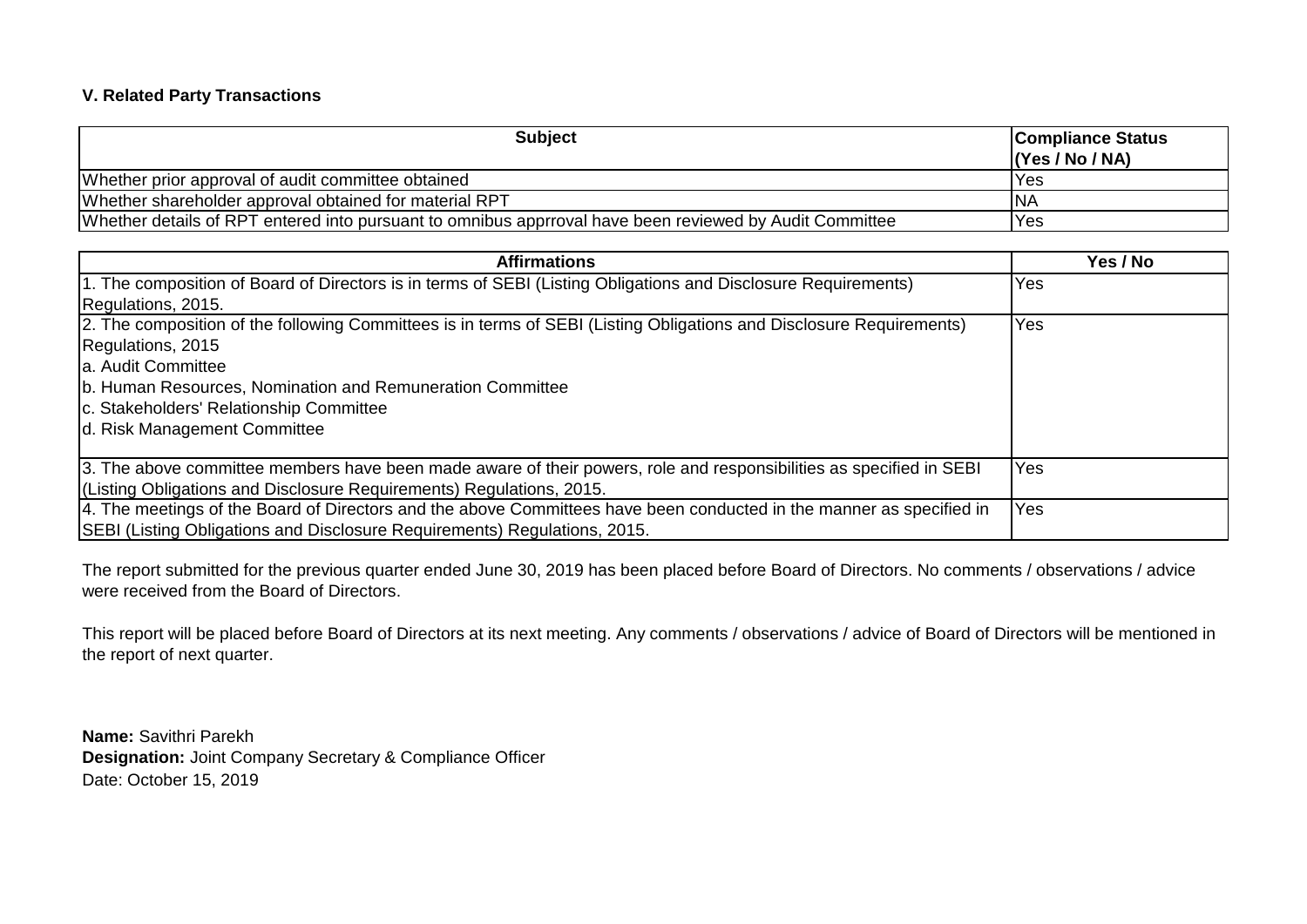### V. Related Party Transactions

| Subject | Compliance Status (Yes / No / NA) |
|---|---|
| Whether prior approval of audit committee obtained | Yes |
| Whether shareholder approval obtained for material RPT | NA |
| Whether details of RPT entered into pursuant to omnibus apprroval have been reviewed by Audit Committee | Yes |

| Affirmations | Yes / No |
|---|---|
| 1. The composition of Board of Directors is in terms of SEBI (Listing Obligations and Disclosure Requirements) Regulations, 2015. | Yes |
| 2. The composition of the following Committees is in terms of SEBI (Listing Obligations and Disclosure Requirements) Regulations, 2015<br>a. Audit Committee<br>b. Human Resources, Nomination and Remuneration Committee<br>c. Stakeholders' Relationship Committee<br>d. Risk Management Committee | Yes |
| 3. The above committee members have been made aware of their powers, role and responsibilities as specified in SEBI (Listing Obligations and Disclosure Requirements) Regulations, 2015. | Yes |
| 4. The meetings of the Board of Directors and the above Committees have been conducted in the manner as specified in SEBI (Listing Obligations and Disclosure Requirements) Regulations, 2015. | Yes |

The report submitted for the previous quarter ended June 30, 2019 has been placed before Board of Directors. No comments / observations / advice were received from the Board of Directors.

This report will be placed before Board of Directors at its next meeting. Any comments / observations / advice of Board of Directors will be mentioned in the report of next quarter.

**Name:** Savithri Parekh
**Designation:** Joint Company Secretary & Compliance Officer
Date: October 15, 2019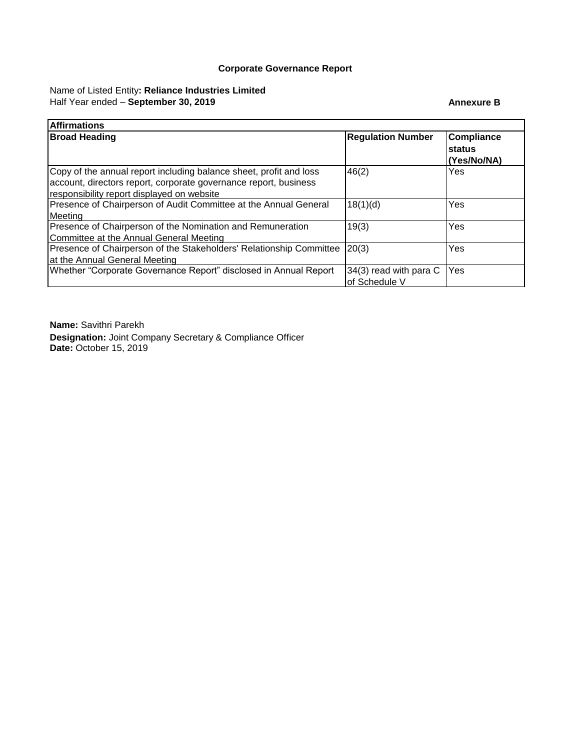**Corporate Governance Report**

Name of Listed Entity**: Reliance Industries Limited**
Half Year ended – **September 30, 2019**

**Annexure B**

| **Affirmations** | | |
|---|---|---|
| **Broad Heading** | **Regulation Number** | **Compliance status (Yes/No/NA)** |
| Copy of the annual report including balance sheet, profit and loss account, directors report, corporate governance report, business responsibility report displayed on website | 46(2) | Yes |
| Presence of Chairperson of Audit Committee at the Annual General Meeting | 18(1)(d) | Yes |
| Presence of Chairperson of the Nomination and Remuneration Committee at the Annual General Meeting | 19(3) | Yes |
| Presence of Chairperson of the Stakeholders' Relationship Committee at the Annual General Meeting | 20(3) | Yes |
| Whether "Corporate Governance Report" disclosed in Annual Report | 34(3) read with para C of Schedule V | Yes |

**Name:** Savithri Parekh
**Designation:** Joint Company Secretary & Compliance Officer
**Date:** October 15, 2019